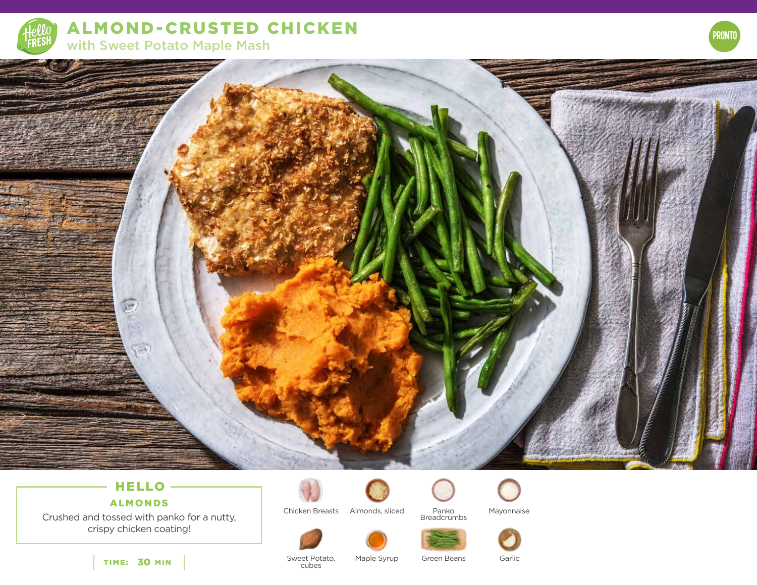# ALMOND-CRUSTED CHICKEN

## with Sweet Potato Maple Mash

PRONTO

### HELLO

**ALMONDS**

Crushed and tossed with panko for a nutty, crispy chicken coating!

**TIME: 30 MIN**

- Chicken Breasts
- Almonds, sliced
- Panko Breadcrumbs
- Mayonnaise
- Sweet Potato, cubes
- Maple Syrup
- Green Beans
- Garlic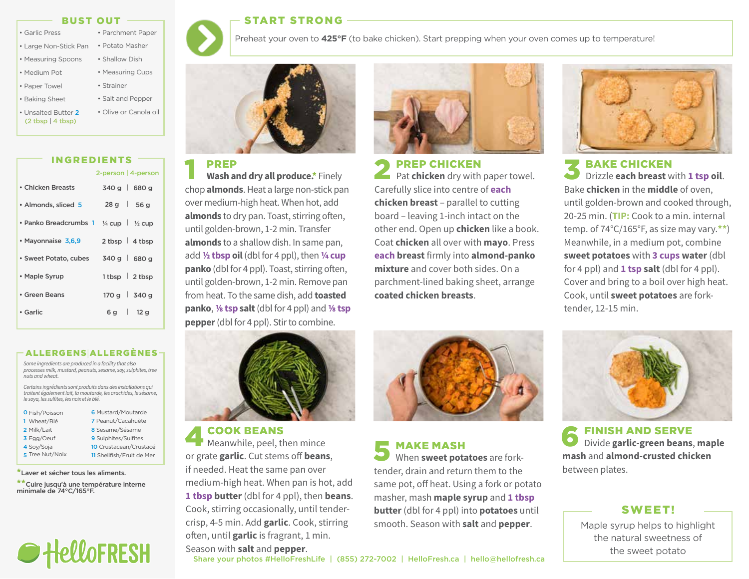## BUST OUT

- Garlic Press
- Large Non-Stick Pan
- Measuring Spoons
- Medium Pot
- Paper Towel
- Baking Sheet
- Unsalted Butter 2 (2 tbsp | 4 tbsp)
- Parchment Paper
- Potato Masher
- Shallow Dish
- Measuring Cups
- Strainer
- Salt and Pepper
- Olive or Canola oil

## INGREDIENTS

| | 2-person | 4-person |
|---|---|---|
| Chicken Breasts | 340 g | 680 g |
| Almonds, sliced 5 | 28 g | 56 g |
| Panko Breadcrumbs 1 | ¼ cup | ½ cup |
| Mayonnaise 3,6,9 | 2 tbsp | 4 tbsp |
| Sweet Potato, cubes | 340 g | 680 g |
| Maple Syrup | 1 tbsp | 2 tbsp |
| Green Beans | 170 g | 340 g |
| Garlic | 6 g | 12 g |

## ALLERGENS | ALLERGÈNES

*Some ingredients are produced in a facility that also processes milk, mustard, peanuts, sesame, soy, sulphites, tree nuts and wheat.*

*Certains ingrédients sont produits dans des installations qui traitent également lait, la moutarde, les arachides, le sésame, le soya, les sulfites, les noix et le blé.*

- 0 Fish/Poisson
- 1 Wheat/Blé
- 2 Milk/Lait
- 3 Egg/Oeuf
- 4 Soy/Soja
- 5 Tree Nut/Noix
- 6 Mustard/Moutarde
- 7 Peanut/Cacahuète
- 8 Sesame/Sésame
- 9 Sulphites/Sulfites
- 10 Crustacean/Crustacé
- 11 Shellfish/Fruit de Mer

*Laver et sécher tous les aliments.

**Cuire jusqu'à une température interne minimale de 74°C/165°F.

## START STRONG

Preheat your oven to **425°F** (to bake chicken). Start prepping when your oven comes up to temperature!

## 1 PREP

**Wash and dry all produce.*** Finely chop **almonds**. Heat a large non-stick pan over medium-high heat. When hot, add **almonds** to dry pan. Toast, stirring often, until golden-brown, 1-2 min. Transfer **almonds** to a shallow dish. In same pan, add **½ tbsp oil** (dbl for 4 ppl), then **¼ cup panko** (dbl for 4 ppl). Toast, stirring often, until golden-brown, 1-2 min. Remove pan from heat. To the same dish, add **toasted panko**, **⅛ tsp salt** (dbl for 4 ppl) and **⅛ tsp pepper** (dbl for 4 ppl). Stir to combine.

## 2 PREP CHICKEN

Pat **chicken** dry with paper towel. Carefully slice into centre of **each chicken breast** – parallel to cutting board – leaving 1-inch intact on the other end. Open up **chicken** like a book. Coat **chicken** all over with **mayo**. Press **each breast** firmly into **almond-panko mixture** and cover both sides. On a parchment-lined baking sheet, arrange **coated chicken breasts**.

## 3 BAKE CHICKEN

Drizzle **each breast** with **1 tsp oil**. Bake **chicken** in the **middle** of oven, until golden-brown and cooked through, 20-25 min. (**TIP:** Cook to a min. internal temp. of 74°C/165°F, as size may vary.**) Meanwhile, in a medium pot, combine **sweet potatoes** with **3 cups water** (dbl for 4 ppl) and **1 tsp salt** (dbl for 4 ppl). Cover and bring to a boil over high heat. Cook, until **sweet potatoes** are fork-tender, 12-15 min.

## 4 COOK BEANS

Meanwhile, peel, then mince or grate **garlic**. Cut stems off **beans**, if needed. Heat the same pan over medium-high heat. When pan is hot, add **1 tbsp butter** (dbl for 4 ppl), then **beans**. Cook, stirring occasionally, until tender-crisp, 4-5 min. Add **garlic**. Cook, stirring often, until **garlic** is fragrant, 1 min. Season with **salt** and **pepper**.

## 5 MAKE MASH

When **sweet potatoes** are fork-tender, drain and return them to the same pot, off heat. Using a fork or potato masher, mash **maple syrup** and **1 tbsp butter** (dbl for 4 ppl) into **potatoes** until smooth. Season with **salt** and **pepper**.

## 6 FINISH AND SERVE

Divide **garlic-green beans**, **maple mash** and **almond-crusted chicken** between plates.

## SWEET!

Maple syrup helps to highlight the natural sweetness of the sweet potato

Share your photos #HelloFreshLife | (855) 272-7002 | HelloFresh.ca | hello@hellofresh.ca

HelloFRESH